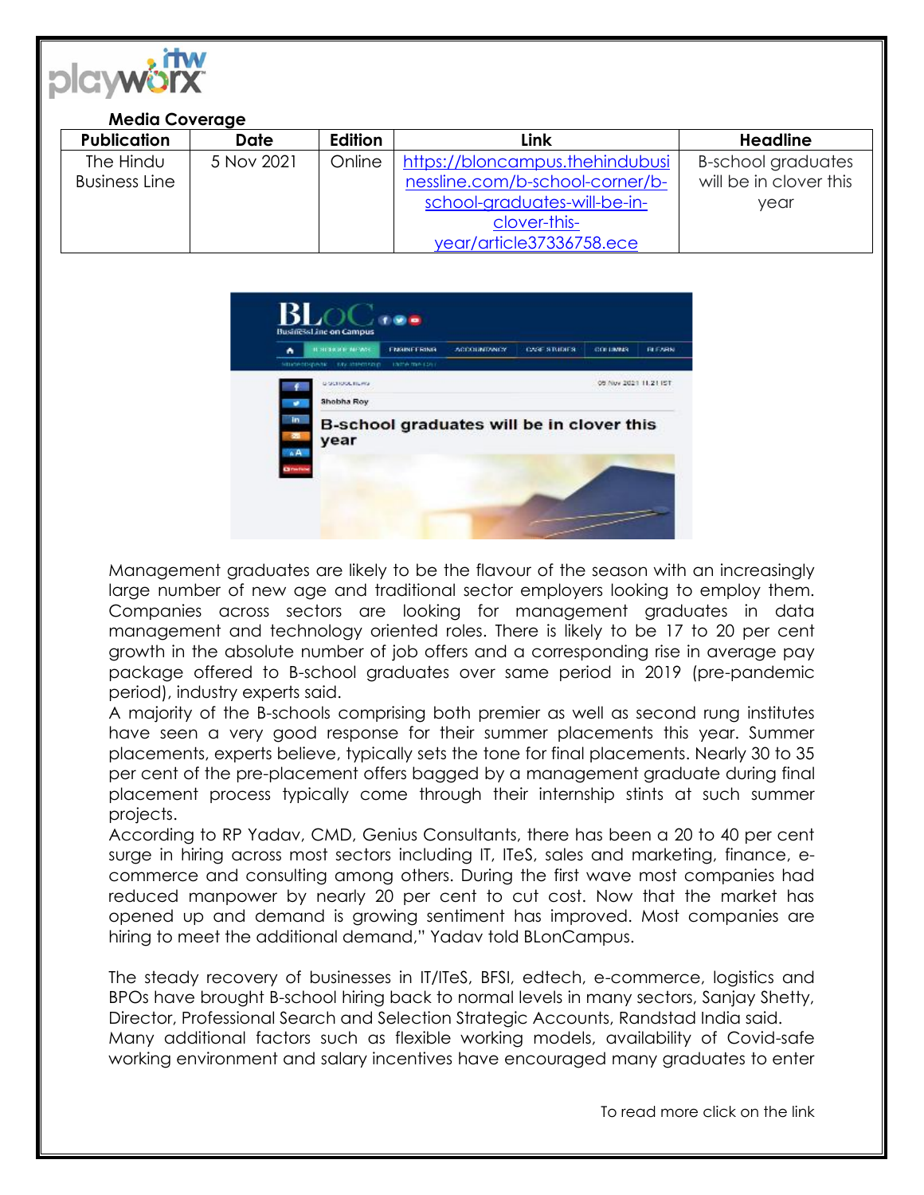**Media Coverage**

| Publication | Date | Edition | Link | Headline |
| --- | --- | --- | --- | --- |
| The Hindu Business Line | 5 Nov 2021 | Online | https://bloncampus.thehindubusinessline.com/b-school-corner/b-school-graduates-will-be-in-clover-this-year/article37336758.ece | B-school graduates will be in clover this year |

Management graduates are likely to be the flavour of the season with an increasingly large number of new age and traditional sector employers looking to employ them. Companies across sectors are looking for management graduates in data management and technology oriented roles. There is likely to be 17 to 20 per cent growth in the absolute number of job offers and a corresponding rise in average pay package offered to B-school graduates over same period in 2019 (pre-pandemic period), industry experts said.

A majority of the B-schools comprising both premier as well as second rung institutes have seen a very good response for their summer placements this year. Summer placements, experts believe, typically sets the tone for final placements. Nearly 30 to 35 per cent of the pre-placement offers bagged by a management graduate during final placement process typically come through their internship stints at such summer projects.

According to RP Yadav, CMD, Genius Consultants, there has been a 20 to 40 per cent surge in hiring across most sectors including IT, ITeS, sales and marketing, finance, e-commerce and consulting among others. During the first wave most companies had reduced manpower by nearly 20 per cent to cut cost. Now that the market has opened up and demand is growing sentiment has improved. Most companies are hiring to meet the additional demand," Yadav told BLonCampus.

The steady recovery of businesses in IT/ITeS, BFSI, edtech, e-commerce, logistics and BPOs have brought B-school hiring back to normal levels in many sectors, Sanjay Shetty, Director, Professional Search and Selection Strategic Accounts, Randstad India said.

Many additional factors such as flexible working models, availability of Covid-safe working environment and salary incentives have encouraged many graduates to enter

To read more click on the link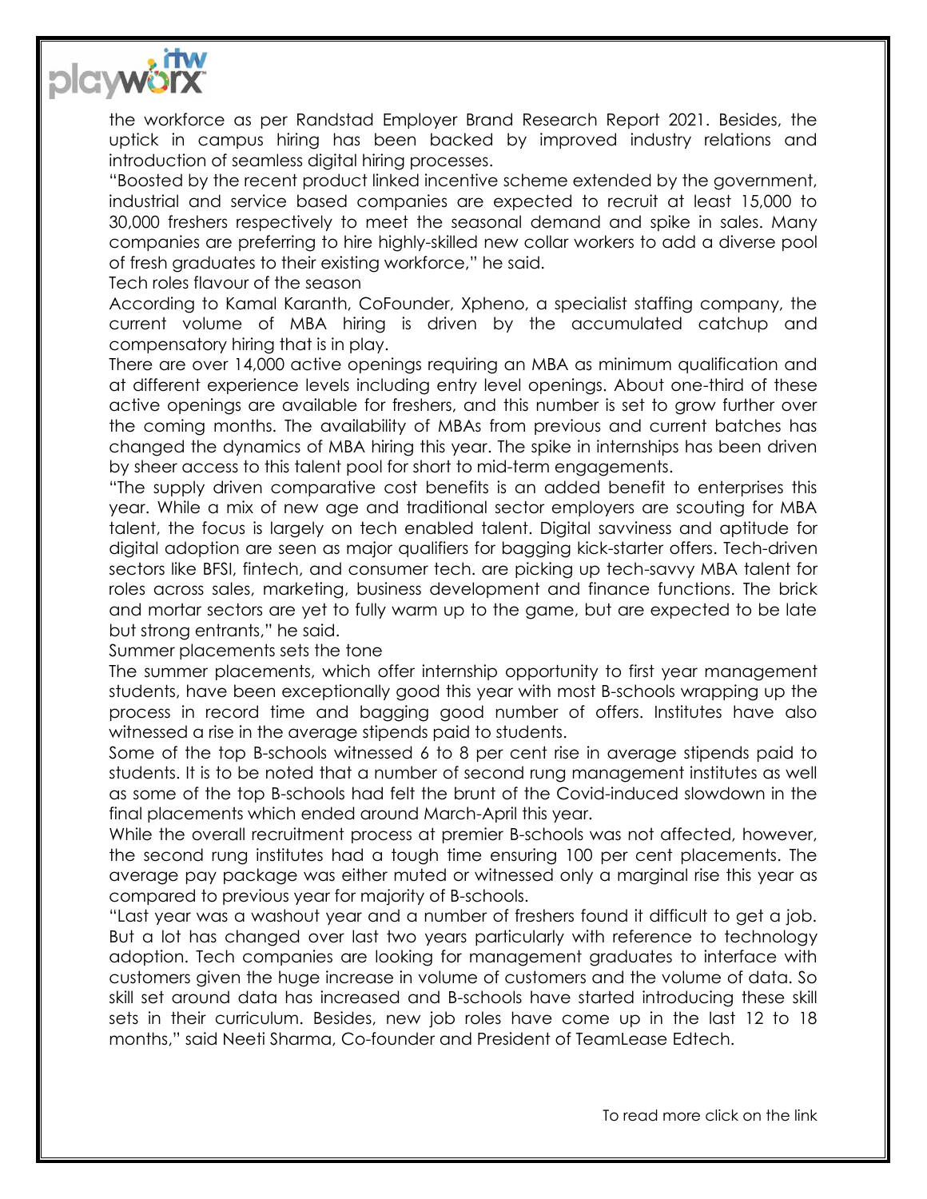the workforce as per Randstad Employer Brand Research Report 2021. Besides, the uptick in campus hiring has been backed by improved industry relations and introduction of seamless digital hiring processes.

"Boosted by the recent product linked incentive scheme extended by the government, industrial and service based companies are expected to recruit at least 15,000 to 30,000 freshers respectively to meet the seasonal demand and spike in sales. Many companies are preferring to hire highly-skilled new collar workers to add a diverse pool of fresh graduates to their existing workforce," he said.

## Tech roles flavour of the season

According to Kamal Karanth, CoFounder, Xpheno, a specialist staffing company, the current volume of MBA hiring is driven by the accumulated catchup and compensatory hiring that is in play.

There are over 14,000 active openings requiring an MBA as minimum qualification and at different experience levels including entry level openings. About one-third of these active openings are available for freshers, and this number is set to grow further over the coming months. The availability of MBAs from previous and current batches has changed the dynamics of MBA hiring this year. The spike in internships has been driven by sheer access to this talent pool for short to mid-term engagements.

"The supply driven comparative cost benefits is an added benefit to enterprises this year. While a mix of new age and traditional sector employers are scouting for MBA talent, the focus is largely on tech enabled talent. Digital savviness and aptitude for digital adoption are seen as major qualifiers for bagging kick-starter offers. Tech-driven sectors like BFSI, fintech, and consumer tech. are picking up tech-savvy MBA talent for roles across sales, marketing, business development and finance functions. The brick and mortar sectors are yet to fully warm up to the game, but are expected to be late but strong entrants," he said.

## Summer placements sets the tone

The summer placements, which offer internship opportunity to first year management students, have been exceptionally good this year with most B-schools wrapping up the process in record time and bagging good number of offers. Institutes have also witnessed a rise in the average stipends paid to students.

Some of the top B-schools witnessed 6 to 8 per cent rise in average stipends paid to students. It is to be noted that a number of second rung management institutes as well as some of the top B-schools had felt the brunt of the Covid-induced slowdown in the final placements which ended around March-April this year.

While the overall recruitment process at premier B-schools was not affected, however, the second rung institutes had a tough time ensuring 100 per cent placements. The average pay package was either muted or witnessed only a marginal rise this year as compared to previous year for majority of B-schools.

"Last year was a washout year and a number of freshers found it difficult to get a job. But a lot has changed over last two years particularly with reference to technology adoption. Tech companies are looking for management graduates to interface with customers given the huge increase in volume of customers and the volume of data. So skill set around data has increased and B-schools have started introducing these skill sets in their curriculum. Besides, new job roles have come up in the last 12 to 18 months," said Neeti Sharma, Co-founder and President of TeamLease Edtech.

To read more click on the link